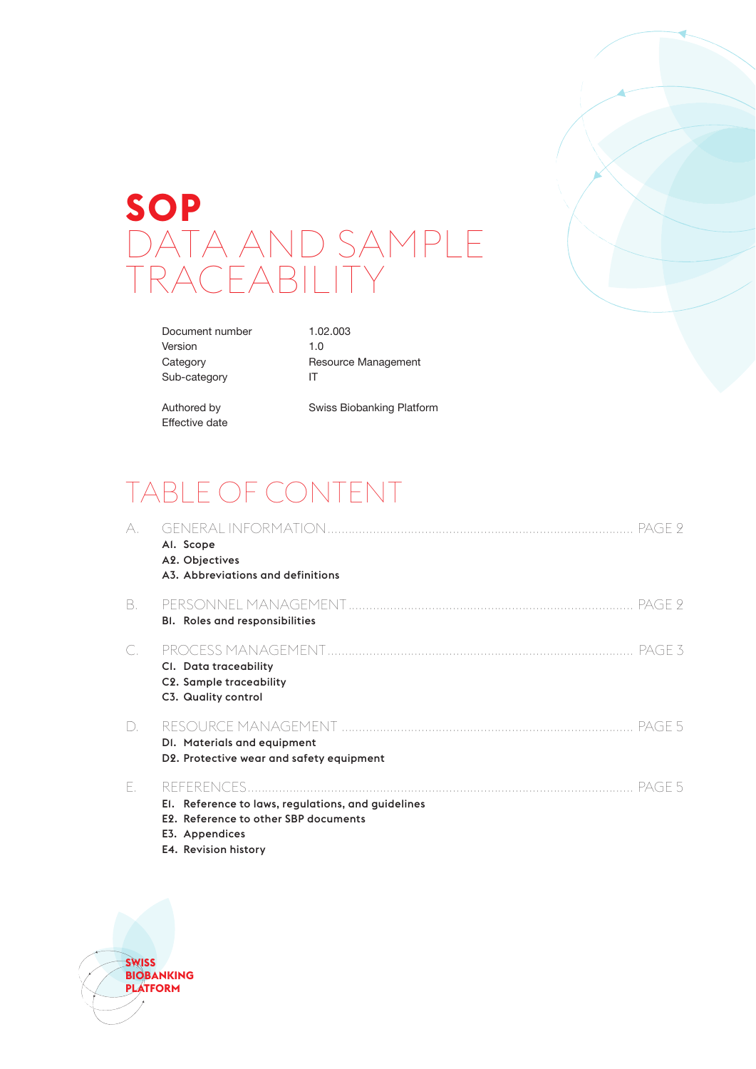# SOP

# DATA AND SAMPLE TRACEABILITY

| | |
|---|---|
| Document number | 1.02.003 |
| Version | 1.0 |
| Category | Resource Management |
| Sub-category | IT |
| Authored by | Swiss Biobanking Platform |
| Effective date | |

## TABLE OF CONTENT

A. GENERAL INFORMATION ........ PAGE 2
- **A1. Scope**
- **A2. Objectives**
- **A3. Abbreviations and definitions**

B. PERSONNEL MANAGEMENT ........ PAGE 2
- **B1. Roles and responsibilities**

C. PROCESS MANAGEMENT ........ PAGE 3
- **C1. Data traceability**
- **C2. Sample traceability**
- **C3. Quality control**

D. RESOURCE MANAGEMENT ........ PAGE 5
- **D1. Materials and equipment**
- **D2. Protective wear and safety equipment**

E. REFERENCES ........ PAGE 5
- **E1. Reference to laws, regulations, and guidelines**
- **E2. Reference to other SBP documents**
- **E3. Appendices**
- **E4. Revision history**

SWISS BIOBANKING PLATFORM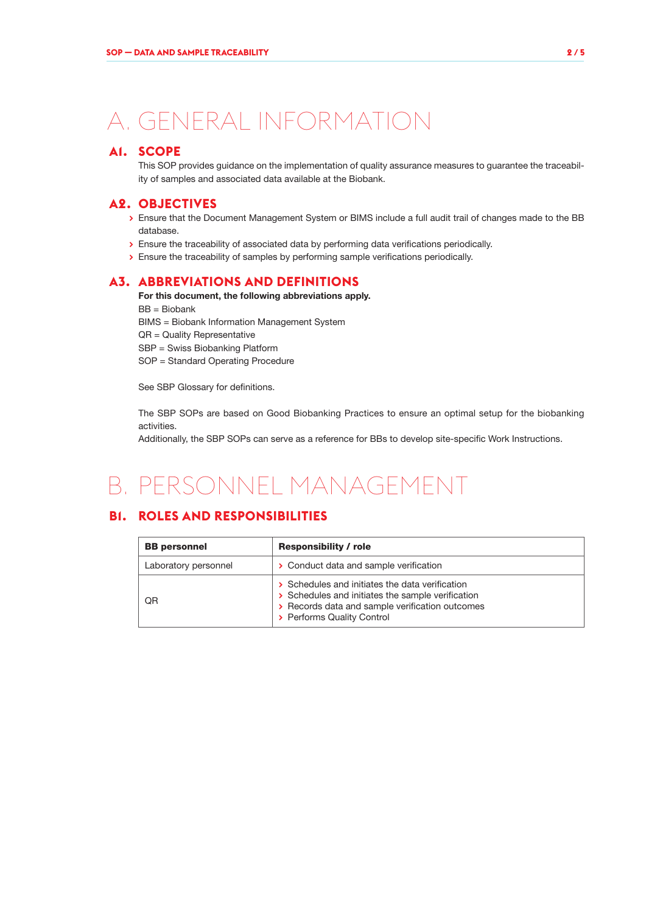# A. GENERAL INFORMATION

## A1. SCOPE

This SOP provides guidance on the implementation of quality assurance measures to guarantee the traceability of samples and associated data available at the Biobank.

## A2. OBJECTIVES

- Ensure that the Document Management System or BIMS include a full audit trail of changes made to the BB database.
- Ensure the traceability of associated data by performing data verifications periodically.
- Ensure the traceability of samples by performing sample verifications periodically.

## A3. ABBREVIATIONS AND DEFINITIONS

**For this document, the following abbreviations apply.**

BB = Biobank
BIMS = Biobank Information Management System
QR = Quality Representative
SBP = Swiss Biobanking Platform
SOP = Standard Operating Procedure

See SBP Glossary for definitions.

The SBP SOPs are based on Good Biobanking Practices to ensure an optimal setup for the biobanking activities.
Additionally, the SBP SOPs can serve as a reference for BBs to develop site-specific Work Instructions.

# B. PERSONNEL MANAGEMENT

## B1. ROLES AND RESPONSIBILITIES

| BB personnel | Responsibility / role |
|---|---|
| Laboratory personnel | › Conduct data and sample verification |
| QR | › Schedules and initiates the data verification<br>› Schedules and initiates the sample verification<br>› Records data and sample verification outcomes<br>› Performs Quality Control |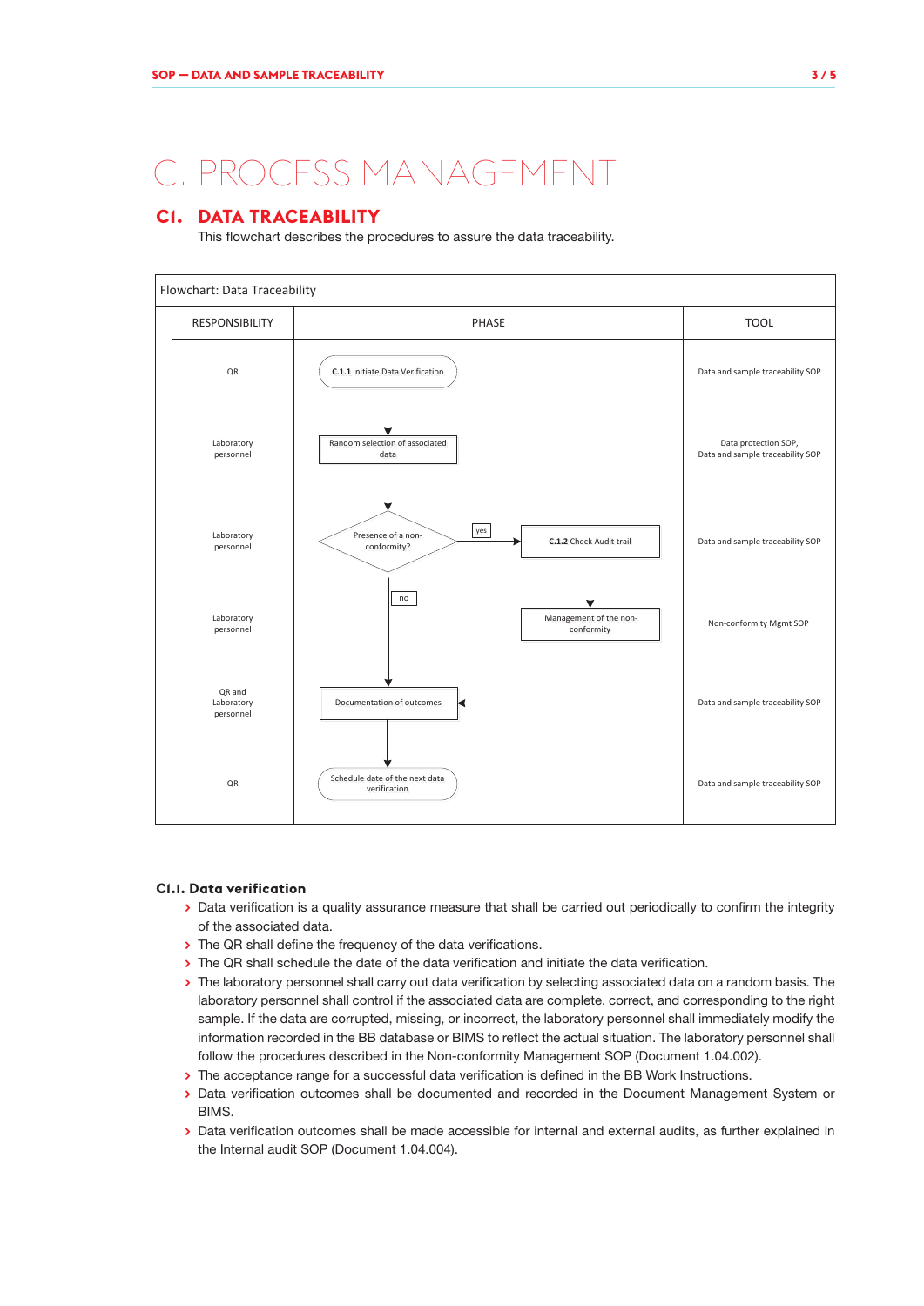# C. PROCESS MANAGEMENT

## C1. DATA TRACEABILITY

This flowchart describes the procedures to assure the data traceability.

Flowchart: Data Traceability

| RESPONSIBILITY | PHASE | TOOL |
|---|---|---|
| QR | **C.1.1** Initiate Data Verification | Data and sample traceability SOP |
| Laboratory personnel | Random selection of associated data | Data protection SOP, Data and sample traceability SOP |
| Laboratory personnel | Presence of a non-conformity? (yes → **C.1.2** Check Audit trail; no → Documentation of outcomes) | Data and sample traceability SOP |
| Laboratory personnel | Management of the non-conformity | Non-conformity Mgmt SOP |
| QR and Laboratory personnel | Documentation of outcomes | Data and sample traceability SOP |
| QR | Schedule date of the next data verification | Data and sample traceability SOP |

### C1.1. Data verification

- Data verification is a quality assurance measure that shall be carried out periodically to confirm the integrity of the associated data.
- The QR shall define the frequency of the data verifications.
- The QR shall schedule the date of the data verification and initiate the data verification.
- The laboratory personnel shall carry out data verification by selecting associated data on a random basis. The laboratory personnel shall control if the associated data are complete, correct, and corresponding to the right sample. If the data are corrupted, missing, or incorrect, the laboratory personnel shall immediately modify the information recorded in the BB database or BIMS to reflect the actual situation. The laboratory personnel shall follow the procedures described in the Non-conformity Management SOP (Document 1.04.002).
- The acceptance range for a successful data verification is defined in the BB Work Instructions.
- Data verification outcomes shall be documented and recorded in the Document Management System or BIMS.
- Data verification outcomes shall be made accessible for internal and external audits, as further explained in the Internal audit SOP (Document 1.04.004).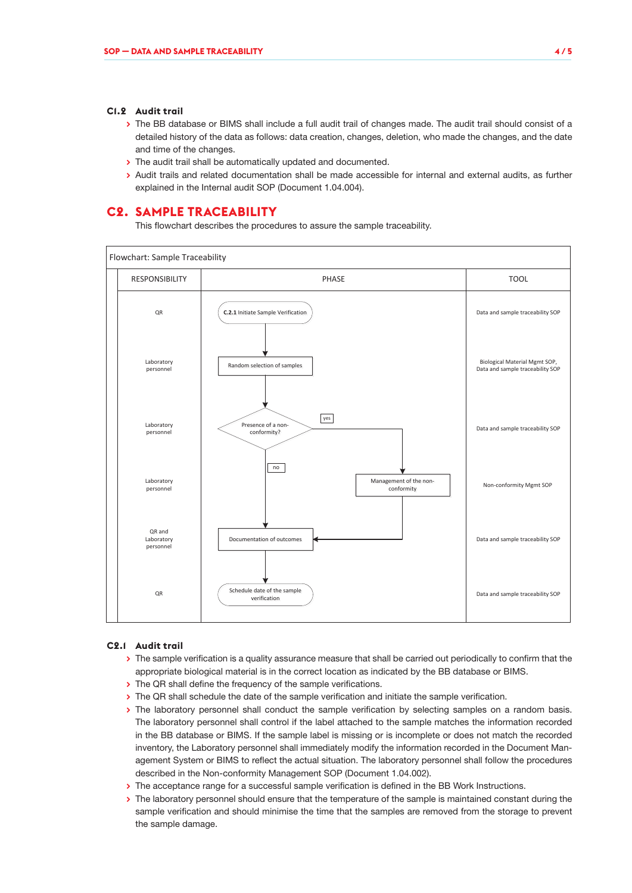### C1.2 Audit trail

- The BB database or BIMS shall include a full audit trail of changes made. The audit trail should consist of a detailed history of the data as follows: data creation, changes, deletion, who made the changes, and the date and time of the changes.
- The audit trail shall be automatically updated and documented.
- Audit trails and related documentation shall be made accessible for internal and external audits, as further explained in the Internal audit SOP (Document 1.04.004).

## C2. SAMPLE TRACEABILITY

This flowchart describes the procedures to assure the sample traceability.

Flowchart: Sample Traceability

| RESPONSIBILITY | PHASE | TOOL |
|---|---|---|
| QR | C.2.1 Initiate Sample Verification | Data and sample traceability SOP |
| Laboratory personnel | Random selection of samples | Biological Material Mgmt SOP, Data and sample traceability SOP |
| Laboratory personnel | Presence of a non-conformity? (yes → Management of the non-conformity; no → Documentation of outcomes) | Data and sample traceability SOP |
| Laboratory personnel | Management of the non-conformity | Non-conformity Mgmt SOP |
| QR and Laboratory personnel | Documentation of outcomes | Data and sample traceability SOP |
| QR | Schedule date of the sample verification | Data and sample traceability SOP |

### C2.1 Audit trail

- The sample verification is a quality assurance measure that shall be carried out periodically to confirm that the appropriate biological material is in the correct location as indicated by the BB database or BIMS.
- The QR shall define the frequency of the sample verifications.
- The QR shall schedule the date of the sample verification and initiate the sample verification.
- The laboratory personnel shall conduct the sample verification by selecting samples on a random basis. The laboratory personnel shall control if the label attached to the sample matches the information recorded in the BB database or BIMS. If the sample label is missing or is incomplete or does not match the recorded inventory, the Laboratory personnel shall immediately modify the information recorded in the Document Management System or BIMS to reflect the actual situation. The laboratory personnel shall follow the procedures described in the Non-conformity Management SOP (Document 1.04.002).
- The acceptance range for a successful sample verification is defined in the BB Work Instructions.
- The laboratory personnel should ensure that the temperature of the sample is maintained constant during the sample verification and should minimise the time that the samples are removed from the storage to prevent the sample damage.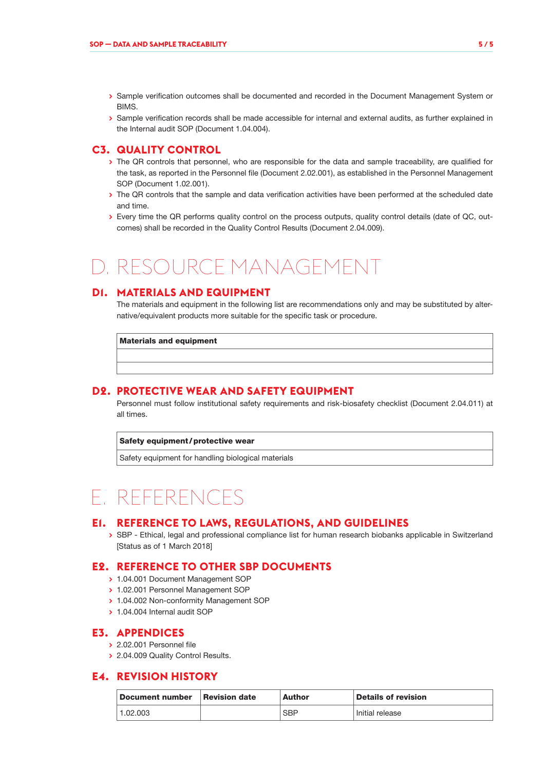- Sample verification outcomes shall be documented and recorded in the Document Management System or BIMS.
- Sample verification records shall be made accessible for internal and external audits, as further explained in the Internal audit SOP (Document 1.04.004).

### C3. QUALITY CONTROL

- The QR controls that personnel, who are responsible for the data and sample traceability, are qualified for the task, as reported in the Personnel file (Document 2.02.001), as established in the Personnel Management SOP (Document 1.02.001).
- The QR controls that the sample and data verification activities have been performed at the scheduled date and time.
- Every time the QR performs quality control on the process outputs, quality control details (date of QC, outcomes) shall be recorded in the Quality Control Results (Document 2.04.009).

## D. RESOURCE MANAGEMENT

### D1. MATERIALS AND EQUIPMENT

The materials and equipment in the following list are recommendations only and may be substituted by alternative/equivalent products more suitable for the specific task or procedure.

| Materials and equipment |
| --- |
| |
| |

### D2. PROTECTIVE WEAR AND SAFETY EQUIPMENT

Personnel must follow institutional safety requirements and risk-biosafety checklist (Document 2.04.011) at all times.

| Safety equipment/protective wear |
| --- |
| Safety equipment for handling biological materials |

## E. REFERENCES

### E1. REFERENCE TO LAWS, REGULATIONS, AND GUIDELINES

- SBP - Ethical, legal and professional compliance list for human research biobanks applicable in Switzerland [Status as of 1 March 2018]

### E2. REFERENCE TO OTHER SBP DOCUMENTS

- 1.04.001 Document Management SOP
- 1.02.001 Personnel Management SOP
- 1.04.002 Non-conformity Management SOP
- 1.04.004 Internal audit SOP

### E3. APPENDICES

- 2.02.001 Personnel file
- 2.04.009 Quality Control Results.

### E4. REVISION HISTORY

| Document number | Revision date | Author | Details of revision |
| --- | --- | --- | --- |
| 1.02.003 | | SBP | Initial release |